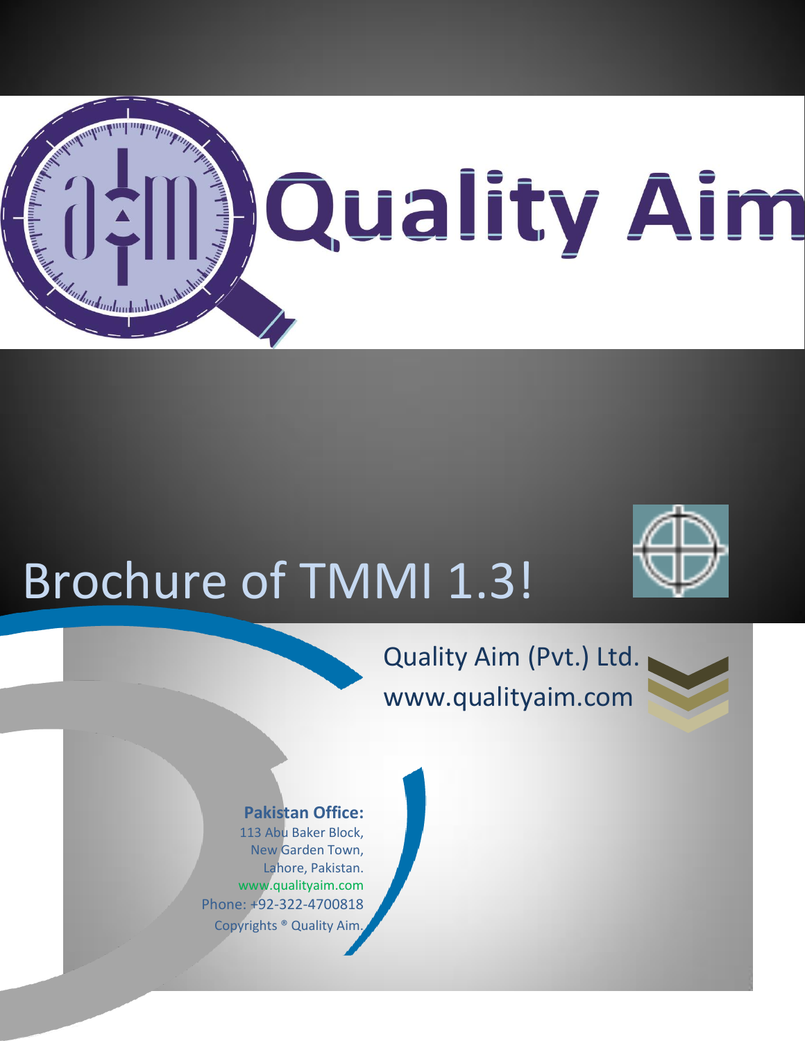# Quality Aim

# Brochure of TMMI 1.3!

Quality Aim (Pvt.) Ltd.
www.qualityaim.com

**Pakistan Office:**
113 Abu Baker Block,
New Garden Town,
Lahore, Pakistan.
www.qualityaim.com
Phone: +92-322-4700818
Copyrights ® Quality Aim.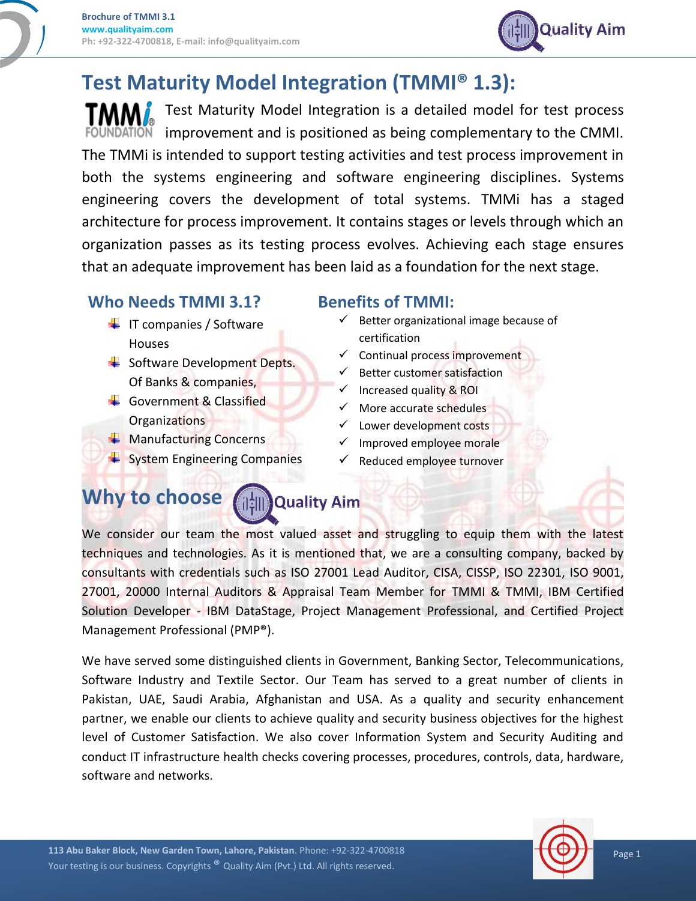# Test Maturity Model Integration (TMMI® 1.3):

Test Maturity Model Integration is a detailed model for test process improvement and is positioned as being complementary to the CMMI. The TMMi is intended to support testing activities and test process improvement in both the systems engineering and software engineering disciplines. Systems engineering covers the development of total systems. TMMi has a staged architecture for process improvement. It contains stages or levels through which an organization passes as its testing process evolves. Achieving each stage ensures that an adequate improvement has been laid as a foundation for the next stage.

## Who Needs TMMI 3.1?

- IT companies / Software Houses
- Software Development Depts. Of Banks & companies,
- Government & Classified Organizations
- Manufacturing Concerns
- System Engineering Companies

## Benefits of TMMI:

- ✓ Better organizational image because of certification
- ✓ Continual process improvement
- ✓ Better customer satisfaction
- ✓ Increased quality & ROI
- ✓ More accurate schedules
- ✓ Lower development costs
- ✓ Improved employee morale
- ✓ Reduced employee turnover

## Why to choose Quality Aim

We consider our team the most valued asset and struggling to equip them with the latest techniques and technologies. As it is mentioned that, we are a consulting company, backed by consultants with credentials such as ISO 27001 Lead Auditor, CISA, CISSP, ISO 22301, ISO 9001, 27001, 20000 Internal Auditors & Appraisal Team Member for TMMI & TMMI, IBM Certified Solution Developer - IBM DataStage, Project Management Professional, and Certified Project Management Professional (PMP®).

We have served some distinguished clients in Government, Banking Sector, Telecommunications, Software Industry and Textile Sector. Our Team has served to a great number of clients in Pakistan, UAE, Saudi Arabia, Afghanistan and USA. As a quality and security enhancement partner, we enable our clients to achieve quality and security business objectives for the highest level of Customer Satisfaction. We also cover Information System and Security Auditing and conduct IT infrastructure health checks covering processes, procedures, controls, data, hardware, software and networks.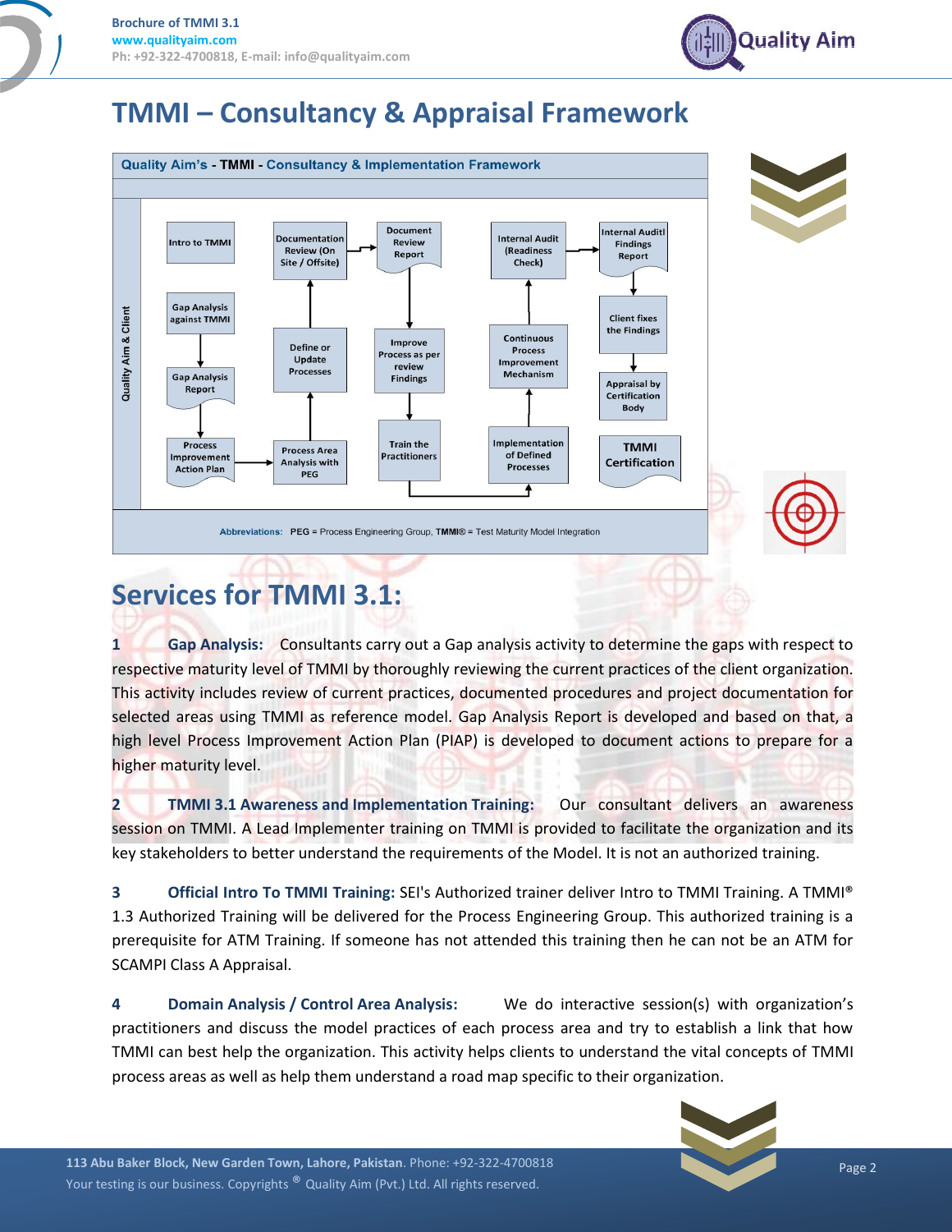# TMMI – Consultancy & Appraisal Framework

**Quality Aim's - TMMI - Consultancy & Implementation Framework**

Quality Aim & Client

- Intro to TMMI
- Gap Analysis against TMMI → Gap Analysis Report → Process Improvement Action Plan
- Process Improvement Action Plan → Process Area Analysis with PEG → Define or Update Processes → Documentation Review (On Site / Offsite) → Document Review Report
- Document Review Report → Improve Process as per review Findings → Train the Practitioners → Implementation of Defined Processes → Continuous Process Improvement Mechanism → Internal Audit (Readiness Check) → Internal Audit Findings Report
- Internal Audit Findings Report → Client fixes the Findings → Appraisal by Certification Body → TMMI Certification

Abbreviations: PEG = Process Engineering Group, TMMI® = Test Maturity Model Integration

# Services for TMMI 3.1:

**1 Gap Analysis:** Consultants carry out a Gap analysis activity to determine the gaps with respect to respective maturity level of TMMI by thoroughly reviewing the current practices of the client organization. This activity includes review of current practices, documented procedures and project documentation for selected areas using TMMI as reference model. Gap Analysis Report is developed and based on that, a high level Process Improvement Action Plan (PIAP) is developed to document actions to prepare for a higher maturity level.

**2 TMMI 3.1 Awareness and Implementation Training:** Our consultant delivers an awareness session on TMMI. A Lead Implementer training on TMMI is provided to facilitate the organization and its key stakeholders to better understand the requirements of the Model. It is not an authorized training.

**3 Official Intro To TMMI Training:** SEI's Authorized trainer deliver Intro to TMMI Training. A TMMI® 1.3 Authorized Training will be delivered for the Process Engineering Group. This authorized training is a prerequisite for ATM Training. If someone has not attended this training then he can not be an ATM for SCAMPI Class A Appraisal.

**4 Domain Analysis / Control Area Analysis:** We do interactive session(s) with organization's practitioners and discuss the model practices of each process area and try to establish a link that how TMMI can best help the organization. This activity helps clients to understand the vital concepts of TMMI process areas as well as help them understand a road map specific to their organization.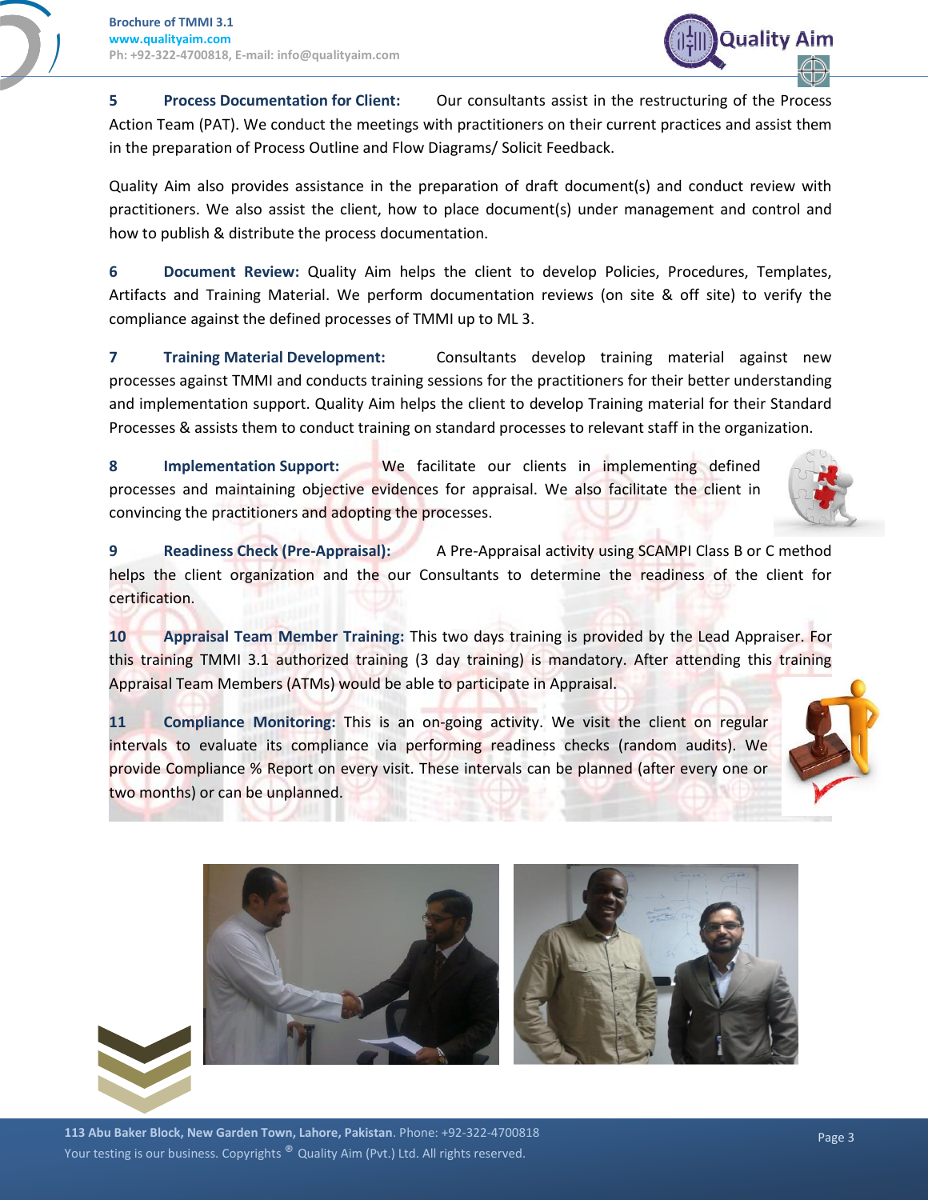**5 Process Documentation for Client:** Our consultants assist in the restructuring of the Process Action Team (PAT). We conduct the meetings with practitioners on their current practices and assist them in the preparation of Process Outline and Flow Diagrams/ Solicit Feedback.

Quality Aim also provides assistance in the preparation of draft document(s) and conduct review with practitioners. We also assist the client, how to place document(s) under management and control and how to publish & distribute the process documentation.

**6 Document Review:** Quality Aim helps the client to develop Policies, Procedures, Templates, Artifacts and Training Material. We perform documentation reviews (on site & off site) to verify the compliance against the defined processes of TMMI up to ML 3.

**7 Training Material Development:** Consultants develop training material against new processes against TMMI and conducts training sessions for the practitioners for their better understanding and implementation support. Quality Aim helps the client to develop Training material for their Standard Processes & assists them to conduct training on standard processes to relevant staff in the organization.

**8 Implementation Support:** We facilitate our clients in implementing defined processes and maintaining objective evidences for appraisal. We also facilitate the client in convincing the practitioners and adopting the processes.

**9 Readiness Check (Pre-Appraisal):** A Pre-Appraisal activity using SCAMPI Class B or C method helps the client organization and the our Consultants to determine the readiness of the client for certification.

**10 Appraisal Team Member Training:** This two days training is provided by the Lead Appraiser. For this training TMMI 3.1 authorized training (3 day training) is mandatory. After attending this training Appraisal Team Members (ATMs) would be able to participate in Appraisal.

**11 Compliance Monitoring:** This is an on-going activity. We visit the client on regular intervals to evaluate its compliance via performing readiness checks (random audits). We provide Compliance % Report on every visit. These intervals can be planned (after every one or two months) or can be unplanned.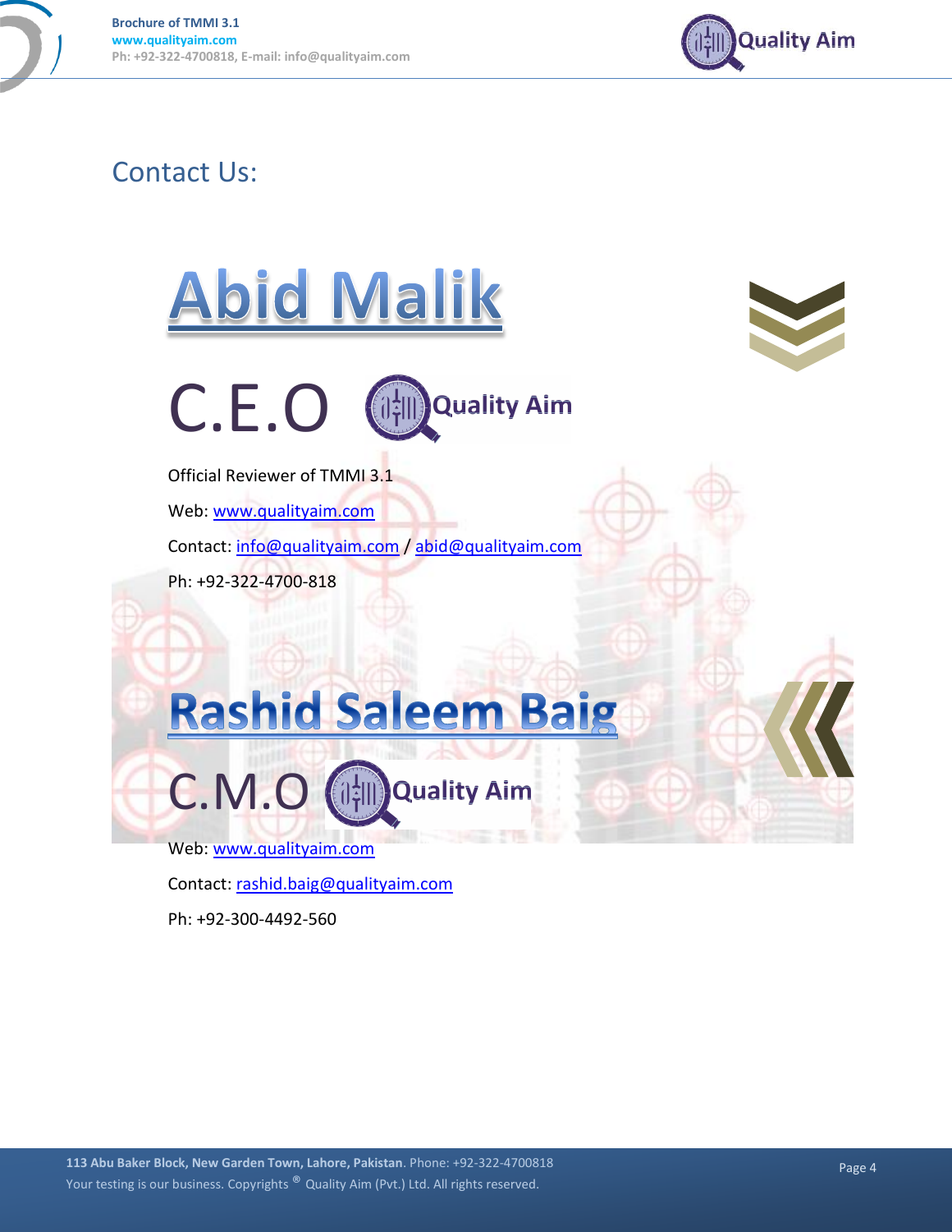## Contact Us:

# Abid Malik

C.E.O Quality Aim

Official Reviewer of TMMI 3.1

Web: www.qualityaim.com

Contact: info@qualityaim.com / abid@qualityaim.com

Ph: +92-322-4700-818

# Rashid Saleem Baig

C.M.O Quality Aim

Web: www.qualityaim.com

Contact: rashid.baig@qualityaim.com

Ph: +92-300-4492-560